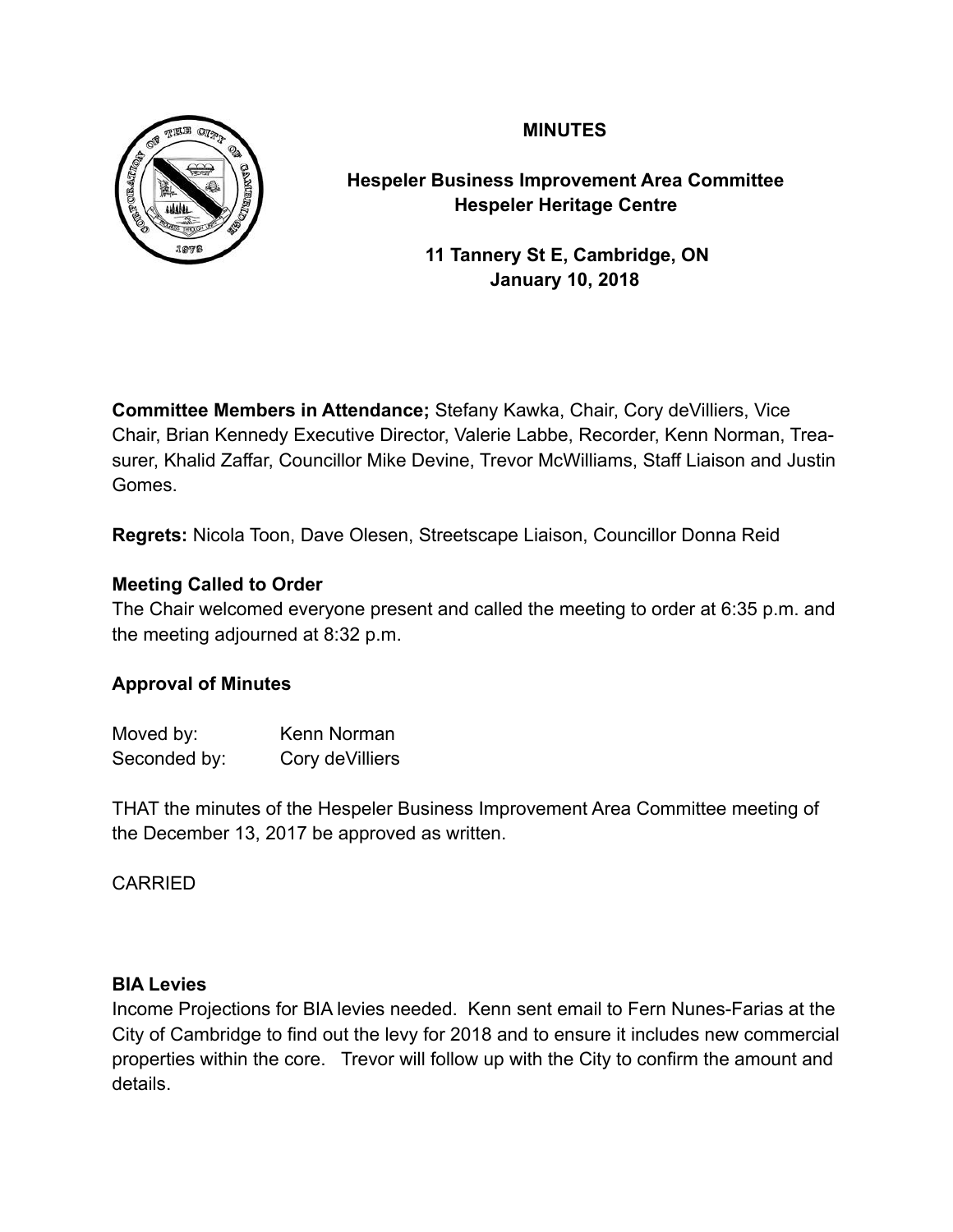# MINUTES

## Hespeler Business Improvement Area Committee
## Hespeler Heritage Centre

**11 Tannery St E, Cambridge, ON**
**January 10, 2018**

**Committee Members in Attendance;** Stefany Kawka, Chair, Cory deVilliers, Vice Chair, Brian Kennedy Executive Director, Valerie Labbe, Recorder, Kenn Norman, Treasurer, Khalid Zaffar, Councillor Mike Devine, Trevor McWilliams, Staff Liaison and Justin Gomes.

**Regrets:** Nicola Toon, Dave Olesen, Streetscape Liaison, Councillor Donna Reid

**Meeting Called to Order**

The Chair welcomed everyone present and called the meeting to order at 6:35 p.m. and the meeting adjourned at 8:32 p.m.

**Approval of Minutes**

Moved by: Kenn Norman
Seconded by: Cory deVilliers

THAT the minutes of the Hespeler Business Improvement Area Committee meeting of the December 13, 2017 be approved as written.

CARRIED

**BIA Levies**

Income Projections for BIA levies needed. Kenn sent email to Fern Nunes-Farias at the City of Cambridge to find out the levy for 2018 and to ensure it includes new commercial properties within the core. Trevor will follow up with the City to confirm the amount and details.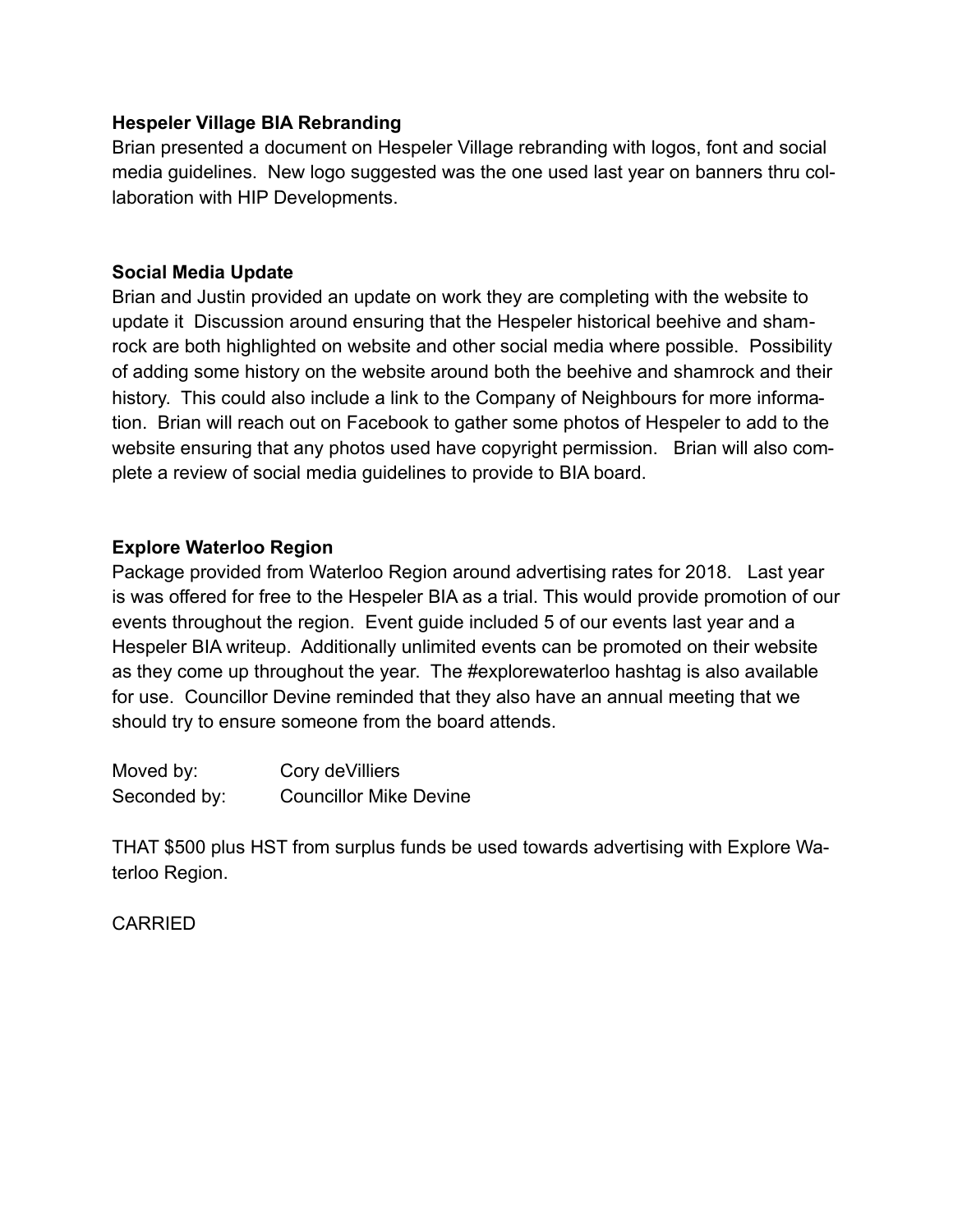**Hespeler Village BIA Rebranding**

Brian presented a document on Hespeler Village rebranding with logos, font and social media guidelines. New logo suggested was the one used last year on banners thru collaboration with HIP Developments.

**Social Media Update**

Brian and Justin provided an update on work they are completing with the website to update it Discussion around ensuring that the Hespeler historical beehive and shamrock are both highlighted on website and other social media where possible. Possibility of adding some history on the website around both the beehive and shamrock and their history. This could also include a link to the Company of Neighbours for more information. Brian will reach out on Facebook to gather some photos of Hespeler to add to the website ensuring that any photos used have copyright permission. Brian will also complete a review of social media guidelines to provide to BIA board.

**Explore Waterloo Region**

Package provided from Waterloo Region around advertising rates for 2018. Last year is was offered for free to the Hespeler BIA as a trial. This would provide promotion of our events throughout the region. Event guide included 5 of our events last year and a Hespeler BIA writeup. Additionally unlimited events can be promoted on their website as they come up throughout the year. The #explorewaterloo hashtag is also available for use. Councillor Devine reminded that they also have an annual meeting that we should try to ensure someone from the board attends.

Moved by: Cory deVilliers
Seconded by: Councillor Mike Devine

THAT $500 plus HST from surplus funds be used towards advertising with Explore Waterloo Region.

CARRIED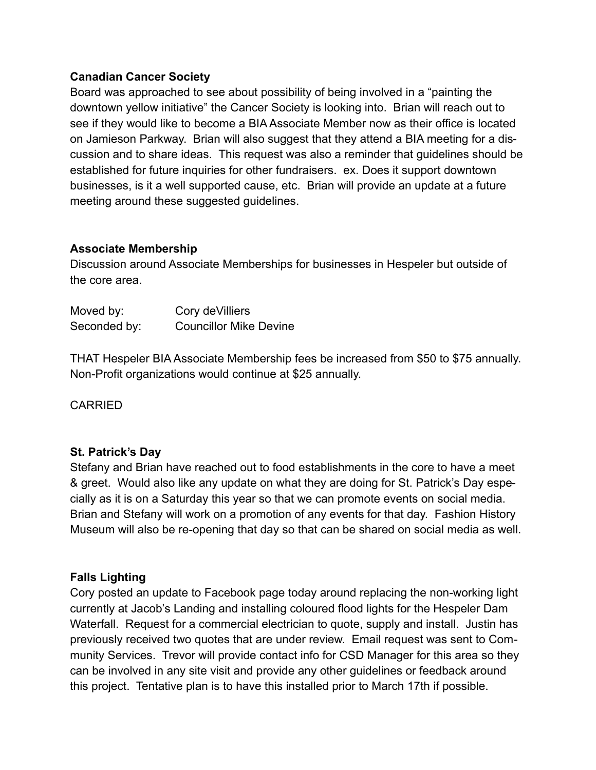**Canadian Cancer Society**

Board was approached to see about possibility of being involved in a "painting the downtown yellow initiative" the Cancer Society is looking into. Brian will reach out to see if they would like to become a BIA Associate Member now as their office is located on Jamieson Parkway. Brian will also suggest that they attend a BIA meeting for a discussion and to share ideas. This request was also a reminder that guidelines should be established for future inquiries for other fundraisers. ex. Does it support downtown businesses, is it a well supported cause, etc. Brian will provide an update at a future meeting around these suggested guidelines.

**Associate Membership**

Discussion around Associate Memberships for businesses in Hespeler but outside of the core area.

Moved by: Cory deVilliers
Seconded by: Councillor Mike Devine

THAT Hespeler BIA Associate Membership fees be increased from $50 to $75 annually. Non-Profit organizations would continue at $25 annually.

CARRIED

**St. Patrick's Day**

Stefany and Brian have reached out to food establishments in the core to have a meet & greet. Would also like any update on what they are doing for St. Patrick's Day especially as it is on a Saturday this year so that we can promote events on social media. Brian and Stefany will work on a promotion of any events for that day. Fashion History Museum will also be re-opening that day so that can be shared on social media as well.

**Falls Lighting**

Cory posted an update to Facebook page today around replacing the non-working light currently at Jacob's Landing and installing coloured flood lights for the Hespeler Dam Waterfall. Request for a commercial electrician to quote, supply and install. Justin has previously received two quotes that are under review. Email request was sent to Community Services. Trevor will provide contact info for CSD Manager for this area so they can be involved in any site visit and provide any other guidelines or feedback around this project. Tentative plan is to have this installed prior to March 17th if possible.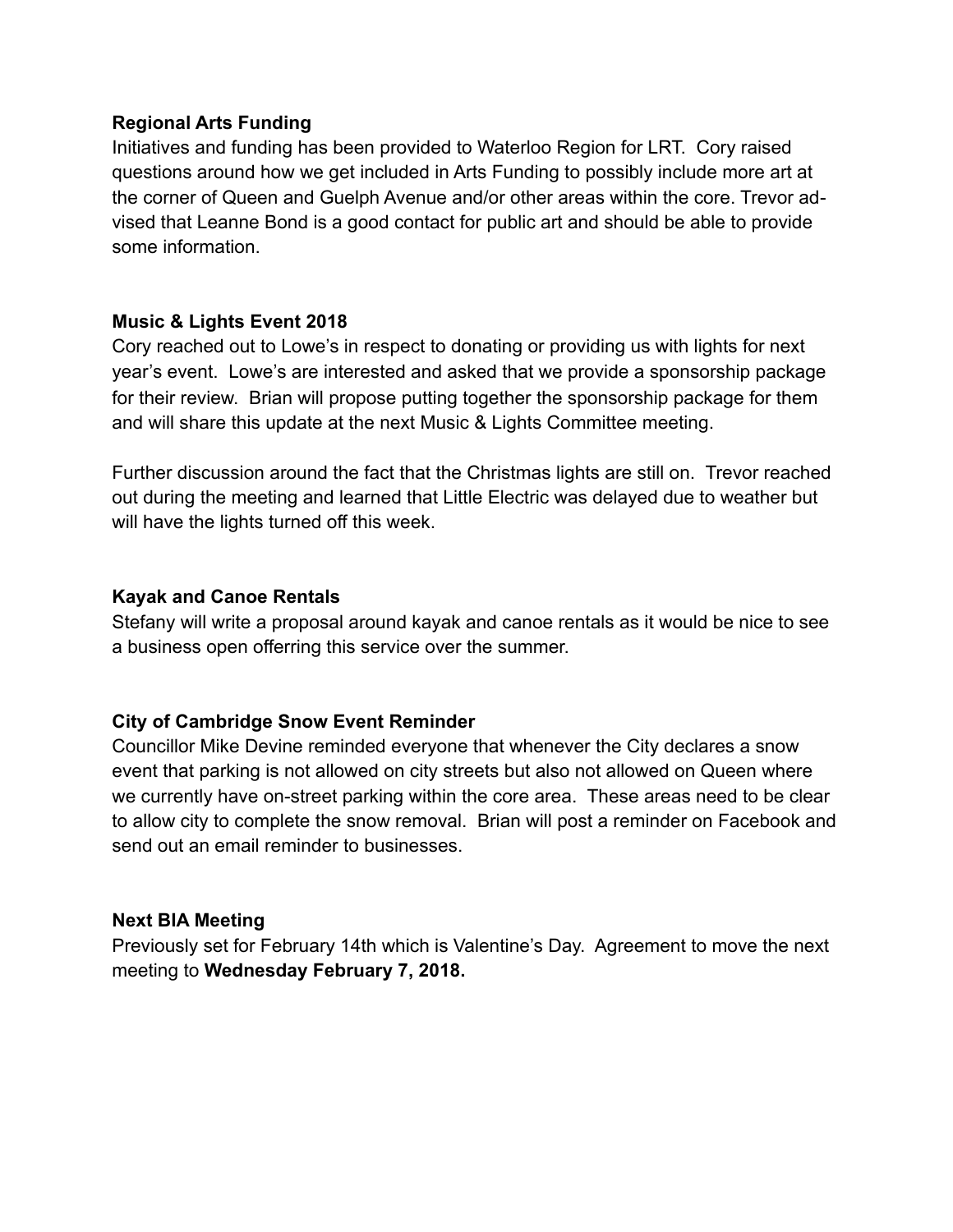**Regional Arts Funding**

Initiatives and funding has been provided to Waterloo Region for LRT. Cory raised questions around how we get included in Arts Funding to possibly include more art at the corner of Queen and Guelph Avenue and/or other areas within the core. Trevor advised that Leanne Bond is a good contact for public art and should be able to provide some information.

**Music & Lights Event 2018**

Cory reached out to Lowe's in respect to donating or providing us with lights for next year's event. Lowe's are interested and asked that we provide a sponsorship package for their review. Brian will propose putting together the sponsorship package for them and will share this update at the next Music & Lights Committee meeting.

Further discussion around the fact that the Christmas lights are still on. Trevor reached out during the meeting and learned that Little Electric was delayed due to weather but will have the lights turned off this week.

**Kayak and Canoe Rentals**

Stefany will write a proposal around kayak and canoe rentals as it would be nice to see a business open offerring this service over the summer.

**City of Cambridge Snow Event Reminder**

Councillor Mike Devine reminded everyone that whenever the City declares a snow event that parking is not allowed on city streets but also not allowed on Queen where we currently have on-street parking within the core area. These areas need to be clear to allow city to complete the snow removal. Brian will post a reminder on Facebook and send out an email reminder to businesses.

**Next BIA Meeting**

Previously set for February 14th which is Valentine's Day. Agreement to move the next meeting to **Wednesday February 7, 2018.**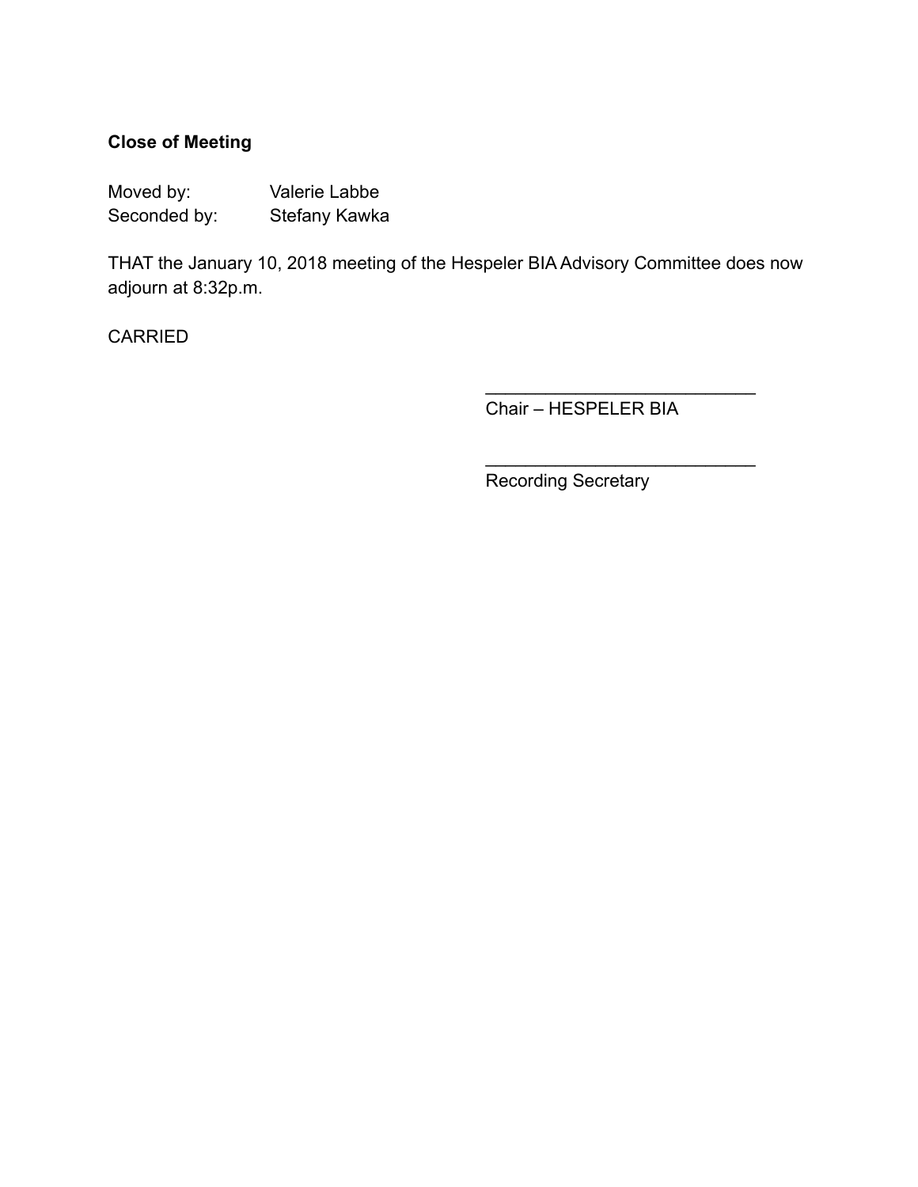**Close of Meeting**

Moved by: Valerie Labbe
Seconded by: Stefany Kawka

THAT the January 10, 2018 meeting of the Hespeler BIA Advisory Committee does now adjourn at 8:32p.m.

CARRIED

___________________________
Chair – HESPELER BIA

___________________________
Recording Secretary